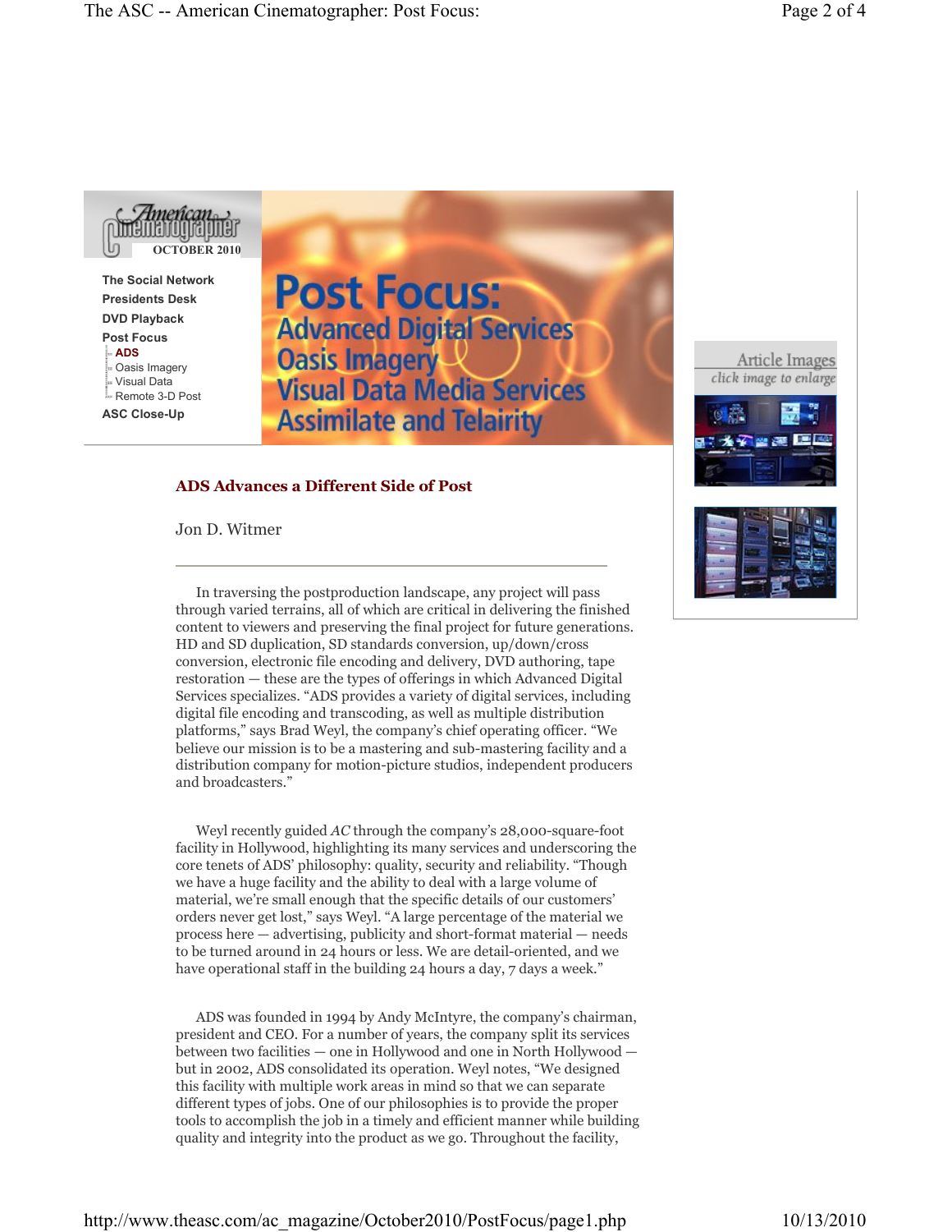American Cinematographer OCTOBER 2010

- The Social Network
- Presidents Desk
- DVD Playback
- Post Focus
  - ADS
  - Oasis Imagery
  - Visual Data
  - Remote 3-D Post
- ASC Close-Up

# Post Focus:
## Advanced Digital Services
## Oasis Imagery
## Visual Data Media Services
## Assimilate and Telairity

Article Images
*click image to enlarge*

### ADS Advances a Different Side of Post

Jon D. Witmer

---

In traversing the postproduction landscape, any project will pass through varied terrains, all of which are critical in delivering the finished content to viewers and preserving the final project for future generations. HD and SD duplication, SD standards conversion, up/down/cross conversion, electronic file encoding and delivery, DVD authoring, tape restoration — these are the types of offerings in which Advanced Digital Services specializes. "ADS provides a variety of digital services, including digital file encoding and transcoding, as well as multiple distribution platforms," says Brad Weyl, the company's chief operating officer. "We believe our mission is to be a mastering and sub-mastering facility and a distribution company for motion-picture studios, independent producers and broadcasters."

Weyl recently guided *AC* through the company's 28,000-square-foot facility in Hollywood, highlighting its many services and underscoring the core tenets of ADS' philosophy: quality, security and reliability. "Though we have a huge facility and the ability to deal with a large volume of material, we're small enough that the specific details of our customers' orders never get lost," says Weyl. "A large percentage of the material we process here — advertising, publicity and short-format material — needs to be turned around in 24 hours or less. We are detail-oriented, and we have operational staff in the building 24 hours a day, 7 days a week."

ADS was founded in 1994 by Andy McIntyre, the company's chairman, president and CEO. For a number of years, the company split its services between two facilities — one in Hollywood and one in North Hollywood — but in 2002, ADS consolidated its operation. Weyl notes, "We designed this facility with multiple work areas in mind so that we can separate different types of jobs. One of our philosophies is to provide the proper tools to accomplish the job in a timely and efficient manner while building quality and integrity into the product as we go. Throughout the facility,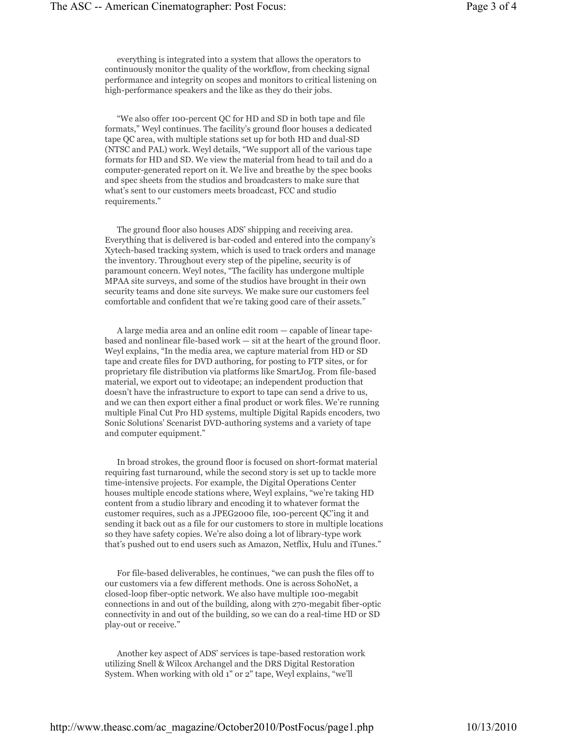everything is integrated into a system that allows the operators to continuously monitor the quality of the workflow, from checking signal performance and integrity on scopes and monitors to critical listening on high-performance speakers and the like as they do their jobs.

"We also offer 100-percent QC for HD and SD in both tape and file formats," Weyl continues. The facility's ground floor houses a dedicated tape QC area, with multiple stations set up for both HD and dual-SD (NTSC and PAL) work. Weyl details, "We support all of the various tape formats for HD and SD. We view the material from head to tail and do a computer-generated report on it. We live and breathe by the spec books and spec sheets from the studios and broadcasters to make sure that what's sent to our customers meets broadcast, FCC and studio requirements."

The ground floor also houses ADS' shipping and receiving area. Everything that is delivered is bar-coded and entered into the company's Xytech-based tracking system, which is used to track orders and manage the inventory. Throughout every step of the pipeline, security is of paramount concern. Weyl notes, "The facility has undergone multiple MPAA site surveys, and some of the studios have brought in their own security teams and done site surveys. We make sure our customers feel comfortable and confident that we're taking good care of their assets."

A large media area and an online edit room — capable of linear tape-based and nonlinear file-based work — sit at the heart of the ground floor. Weyl explains, "In the media area, we capture material from HD or SD tape and create files for DVD authoring, for posting to FTP sites, or for proprietary file distribution via platforms like SmartJog. From file-based material, we export out to videotape; an independent production that doesn't have the infrastructure to export to tape can send a drive to us, and we can then export either a final product or work files. We're running multiple Final Cut Pro HD systems, multiple Digital Rapids encoders, two Sonic Solutions' Scenarist DVD-authoring systems and a variety of tape and computer equipment."

In broad strokes, the ground floor is focused on short-format material requiring fast turnaround, while the second story is set up to tackle more time-intensive projects. For example, the Digital Operations Center houses multiple encode stations where, Weyl explains, "we're taking HD content from a studio library and encoding it to whatever format the customer requires, such as a JPEG2000 file, 100-percent QC'ing it and sending it back out as a file for our customers to store in multiple locations so they have safety copies. We're also doing a lot of library-type work that's pushed out to end users such as Amazon, Netflix, Hulu and iTunes."

For file-based deliverables, he continues, "we can push the files off to our customers via a few different methods. One is across SohoNet, a closed-loop fiber-optic network. We also have multiple 100-megabit connections in and out of the building, along with 270-megabit fiber-optic connectivity in and out of the building, so we can do a real-time HD or SD play-out or receive."

Another key aspect of ADS' services is tape-based restoration work utilizing Snell & Wilcox Archangel and the DRS Digital Restoration System. When working with old 1" or 2" tape, Weyl explains, "we'll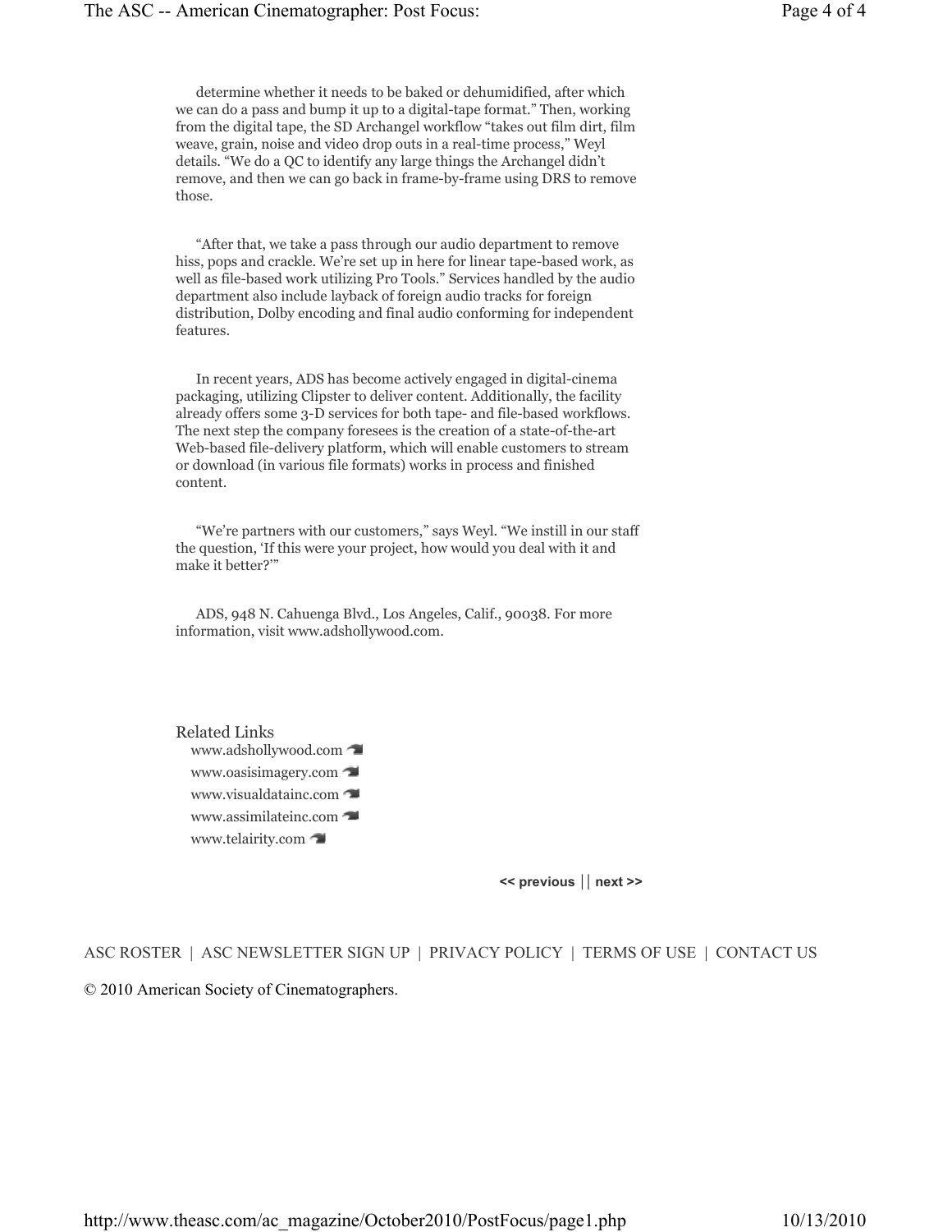determine whether it needs to be baked or dehumidified, after which we can do a pass and bump it up to a digital-tape format." Then, working from the digital tape, the SD Archangel workflow "takes out film dirt, film weave, grain, noise and video drop outs in a real-time process," Weyl details. "We do a QC to identify any large things the Archangel didn't remove, and then we can go back in frame-by-frame using DRS to remove those.

"After that, we take a pass through our audio department to remove hiss, pops and crackle. We're set up in here for linear tape-based work, as well as file-based work utilizing Pro Tools." Services handled by the audio department also include layback of foreign audio tracks for foreign distribution, Dolby encoding and final audio conforming for independent features.

In recent years, ADS has become actively engaged in digital-cinema packaging, utilizing Clipster to deliver content. Additionally, the facility already offers some 3-D services for both tape- and file-based workflows. The next step the company foresees is the creation of a state-of-the-art Web-based file-delivery platform, which will enable customers to stream or download (in various file formats) works in process and finished content.

"We're partners with our customers," says Weyl. "We instill in our staff the question, 'If this were your project, how would you deal with it and make it better?'"

ADS, 948 N. Cahuenga Blvd., Los Angeles, Calif., 90038. For more information, visit www.adshollywood.com.

Related Links

- www.adshollywood.com
- www.oasisimagery.com
- www.visualdatainc.com
- www.assimilateinc.com
- www.telairity.com

<< previous || next >>

ASC ROSTER | ASC NEWSLETTER SIGN UP | PRIVACY POLICY | TERMS OF USE | CONTACT US

© 2010 American Society of Cinematographers.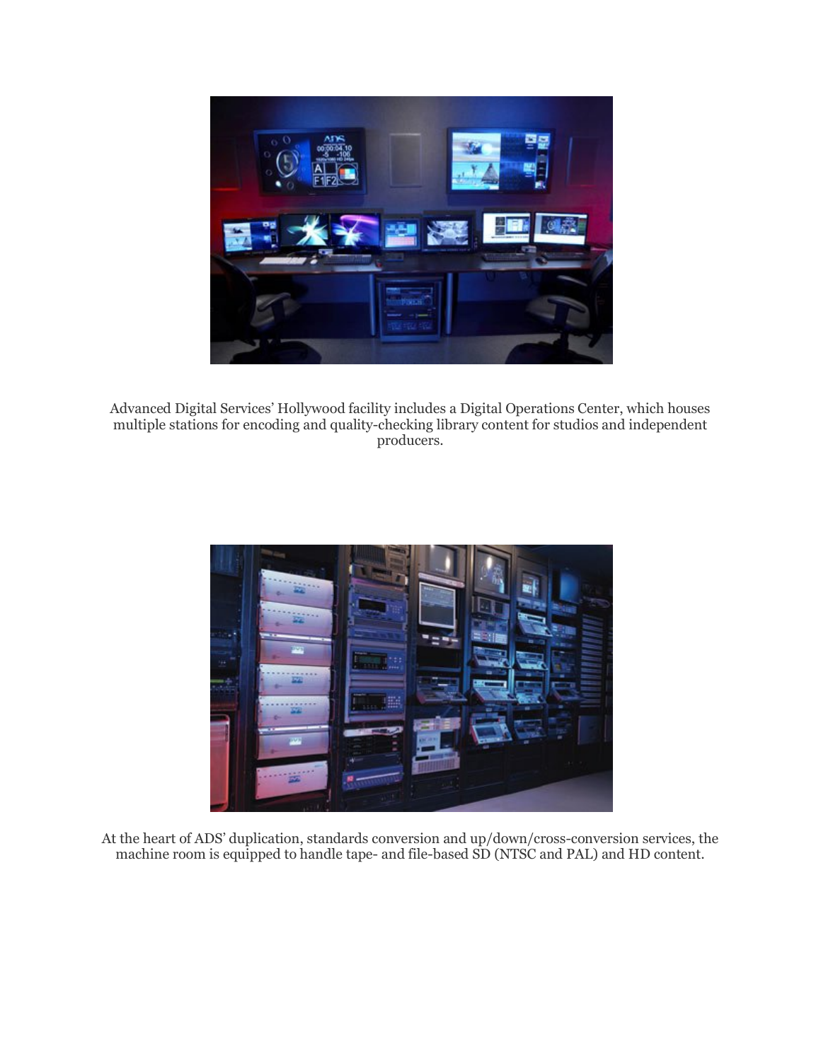Advanced Digital Services' Hollywood facility includes a Digital Operations Center, which houses multiple stations for encoding and quality-checking library content for studios and independent producers.

At the heart of ADS' duplication, standards conversion and up/down/cross-conversion services, the machine room is equipped to handle tape- and file-based SD (NTSC and PAL) and HD content.